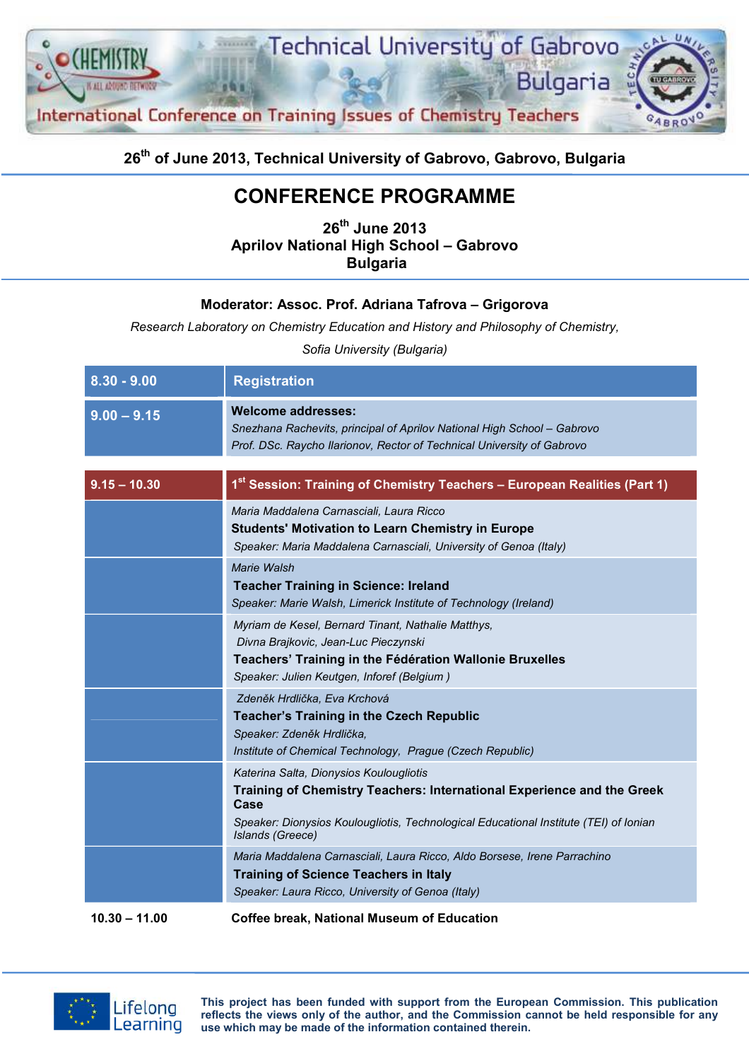Technical University of Gabrovo
Bulgaria

International Conference on Training Issues of Chemistry Teachers

**26th of June 2013, Technical University of Gabrovo, Gabrovo, Bulgaria**

# CONFERENCE PROGRAMME

**26th June 2013**
**Aprilov National High School – Gabrovo**
**Bulgaria**

**Moderator: Assoc. Prof. Adriana Tafrova – Grigorova**

*Research Laboratory on Chemistry Education and History and Philosophy of Chemistry, Sofia University (Bulgaria)*

| Time | Programme |
|---|---|
| **8.30 - 9.00** | **Registration** |
| **9.00 – 9.15** | **Welcome addresses:**<br>*Snezhana Rachevits, principal of Aprilov National High School – Gabrovo*<br>*Prof. DSc. Raycho Ilarionov, Rector of Technical University of Gabrovo* |
| **9.15 – 10.30** | **1st Session: Training of Chemistry Teachers – European Realities (Part 1)** |
| | *Maria Maddalena Carnasciali, Laura Ricco*<br>**Students' Motivation to Learn Chemistry in Europe**<br>*Speaker: Maria Maddalena Carnasciali, University of Genoa (Italy)* |
| | *Marie Walsh*<br>**Teacher Training in Science: Ireland**<br>*Speaker: Marie Walsh, Limerick Institute of Technology (Ireland)* |
| | *Myriam de Kesel, Bernard Tinant, Nathalie Matthys, Divna Brajkovic, Jean-Luc Pieczynski*<br>**Teachers' Training in the Fédération Wallonie Bruxelles**<br>*Speaker: Julien Keutgen, Inforef (Belgium )* |
| | *Zdeněk Hrdlička, Eva Krchová*<br>**Teacher's Training in the Czech Republic**<br>*Speaker: Zdeněk Hrdlička, Institute of Chemical Technology, Prague (Czech Republic)* |
| | *Katerina Salta, Dionysios Koulougliotis*<br>**Training of Chemistry Teachers: International Experience and the Greek Case**<br>*Speaker: Dionysios Koulougliotis, Technological Educational Institute (TEI) of Ionian Islands (Greece)* |
| | *Maria Maddalena Carnasciali, Laura Ricco, Aldo Borsese, Irene Parrachino*<br>**Training of Science Teachers in Italy**<br>*Speaker: Laura Ricco, University of Genoa (Italy)* |
| **10.30 – 11.00** | **Coffee break, National Museum of Education** |

Lifelong Learning

**This project has been funded with support from the European Commission. This publication reflects the views only of the author, and the Commission cannot be held responsible for any use which may be made of the information contained therein.**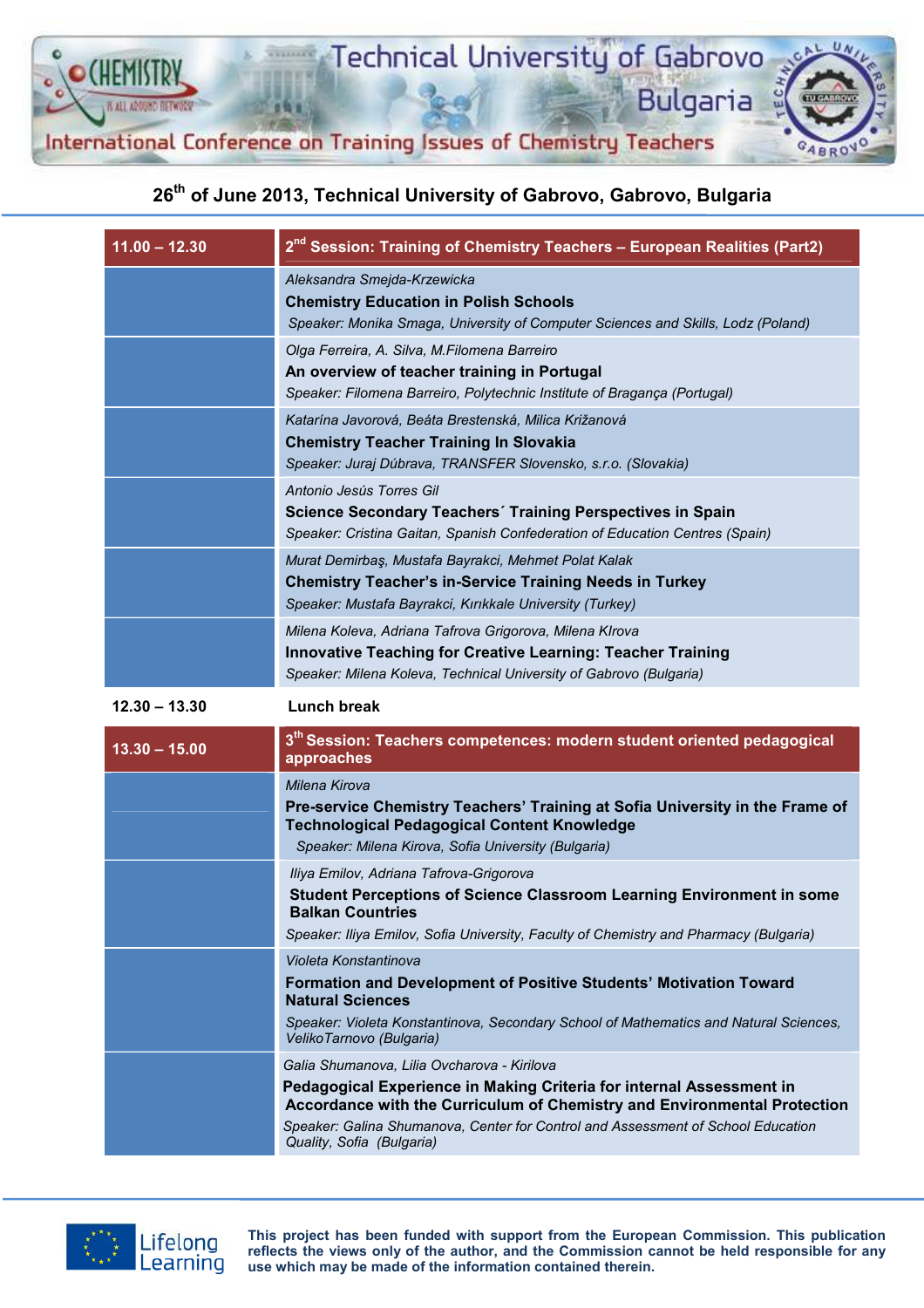**26th of June 2013, Technical University of Gabrovo, Gabrovo, Bulgaria**

| 11.00 – 12.30 | 2nd Session: Training of Chemistry Teachers – European Realities (Part2) |
|---|---|
| | *Aleksandra Smejda-Krzewicka*<br>**Chemistry Education in Polish Schools**<br>*Speaker: Monika Smaga, University of Computer Sciences and Skills, Lodz (Poland)* |
| | *Olga Ferreira, A. Silva, M.Filomena Barreiro*<br>**An overview of teacher training in Portugal**<br>*Speaker: Filomena Barreiro, Polytechnic Institute of Bragança (Portugal)* |
| | *Katarína Javorová, Beáta Brestenská, Milica Križanová*<br>**Chemistry Teacher Training In Slovakia**<br>*Speaker: Juraj Dúbrava, TRANSFER Slovensko, s.r.o. (Slovakia)* |
| | *Antonio Jesús Torres Gil*<br>**Science Secondary Teachers´ Training Perspectives in Spain**<br>*Speaker: Cristina Gaitan, Spanish Confederation of Education Centres (Spain)* |
| | *Murat Demirbaş, Mustafa Bayrakci, Mehmet Polat Kalak*<br>**Chemistry Teacher's in-Service Training Needs in Turkey**<br>*Speaker: Mustafa Bayrakci, Kırıkkale University (Turkey)* |
| | *Milena Koleva, Adriana Tafrova Grigorova, Milena Klrova*<br>**Innovative Teaching for Creative Learning: Teacher Training**<br>*Speaker: Milena Koleva, Technical University of Gabrovo (Bulgaria)* |
| **12.30 – 13.30** | **Lunch break** |
| **13.30 – 15.00** | **3th Session: Teachers competences: modern student oriented pedagogical approaches** |
| | *Milena Kirova*<br>**Pre-service Chemistry Teachers' Training at Sofia University in the Frame of Technological Pedagogical Content Knowledge**<br>*Speaker: Milena Kirova, Sofia University (Bulgaria)* |
| | *Iliya Emilov, Adriana Tafrova-Grigorova*<br>**Student Perceptions of Science Classroom Learning Environment in some Balkan Countries**<br>*Speaker: Iliya Emilov, Sofia University, Faculty of Chemistry and Pharmacy (Bulgaria)* |
| | *Violeta Konstantinova*<br>**Formation and Development of Positive Students' Motivation Toward Natural Sciences**<br>*Speaker: Violeta Konstantinova, Secondary School of Mathematics and Natural Sciences, VelikoTarnovo (Bulgaria)* |
| | *Galia Shumanova, Lilia Ovcharova - Kirilova*<br>**Pedagogical Experience in Making Criteria for internal Assessment in Accordance with the Curriculum of Chemistry and Environmental Protection**<br>*Speaker: Galina Shumanova, Center for Control and Assessment of School Education Quality, Sofia (Bulgaria)* |

**This project has been funded with support from the European Commission. This publication reflects the views only of the author, and the Commission cannot be held responsible for any use which may be made of the information contained therein.**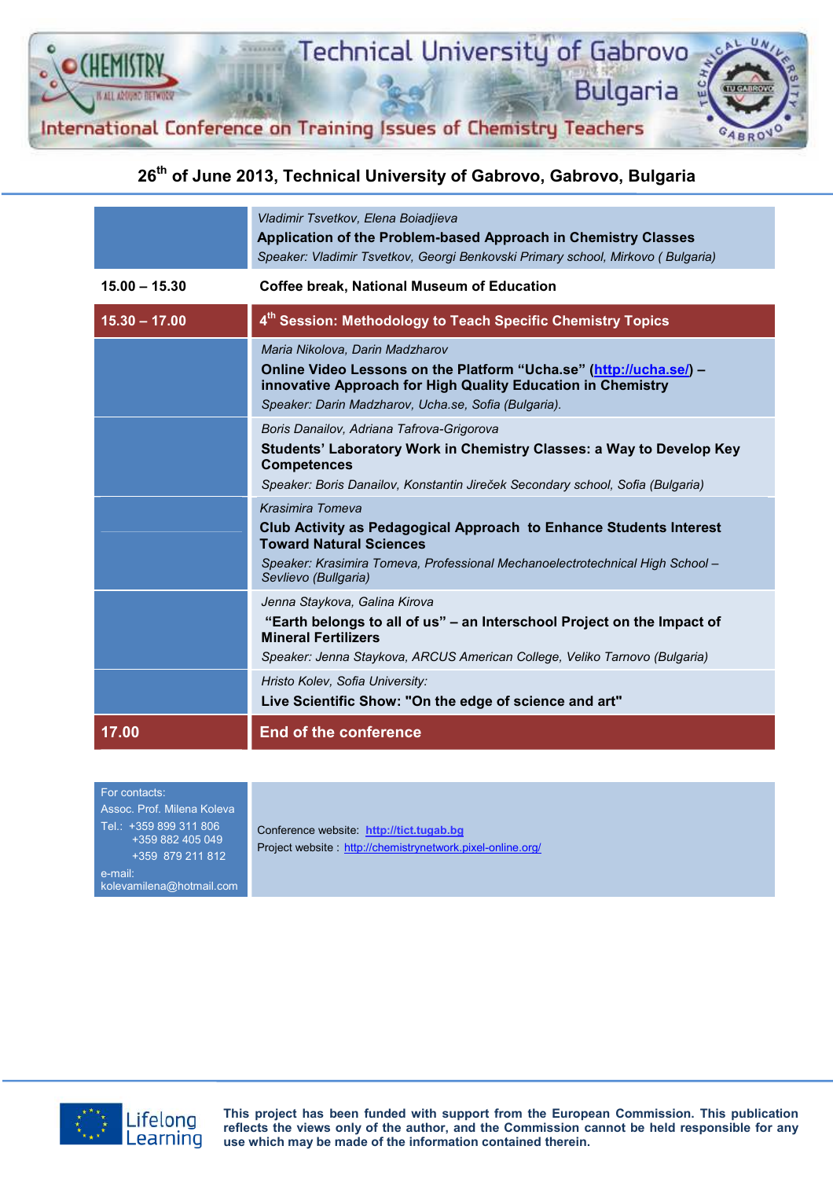Technical University of Gabrovo Bulgaria

International Conference on Training Issues of Chemistry Teachers

**26th of June 2013, Technical University of Gabrovo, Gabrovo, Bulgaria**

| | |
|---|---|
| | *Vladimir Tsvetkov, Elena Boiadjieva*<br>**Application of the Problem-based Approach in Chemistry Classes**<br>*Speaker: Vladimir Tsvetkov, Georgi Benkovski Primary school, Mirkovo ( Bulgaria)* |
| **15.00 – 15.30** | **Coffee break, National Museum of Education** |
| **15.30 – 17.00** | **4th Session: Methodology to Teach Specific Chemistry Topics** |
| | *Maria Nikolova, Darin Madzharov*<br>**Online Video Lessons on the Platform "Ucha.se" (http://ucha.se/) – innovative Approach for High Quality Education in Chemistry**<br>*Speaker: Darin Madzharov, Ucha.se, Sofia (Bulgaria).* |
| | *Boris Danailov, Adriana Tafrova-Grigorova*<br>**Students' Laboratory Work in Chemistry Classes: a Way to Develop Key Competences**<br>*Speaker: Boris Danailov, Konstantin Jireček Secondary school, Sofia (Bulgaria)* |
| | *Krasimira Tomeva*<br>**Club Activity as Pedagogical Approach to Enhance Students Interest Toward Natural Sciences**<br>*Speaker: Krasimira Tomeva, Professional Mechanoelectrotechnical High School – Sevlievo (Bullgaria)* |
| | *Jenna Staykova, Galina Kirova*<br>**"Earth belongs to all of us" – an Interschool Project on the Impact of Mineral Fertilizers**<br>*Speaker: Jenna Staykova, ARCUS American College, Veliko Tarnovo (Bulgaria)* |
| | *Hristo Kolev, Sofia University:*<br>**Live Scientific Show: "On the edge of science and art"** |
| **17.00** | **End of the conference** |

| | |
|---|---|
| For contacts:<br>Assoc. Prof. Milena Koleva<br>Tel.: +359 899 311 806<br>+359 882 405 049<br>+359 879 211 812<br>e-mail:<br>kolevamilena@hotmail.com | Conference website: **http://tict.tugab.bg**<br>Project website : http://chemistrynetwork.pixel-online.org/ |

Lifelong Learning

**This project has been funded with support from the European Commission. This publication reflects the views only of the author, and the Commission cannot be held responsible for any use which may be made of the information contained therein.**